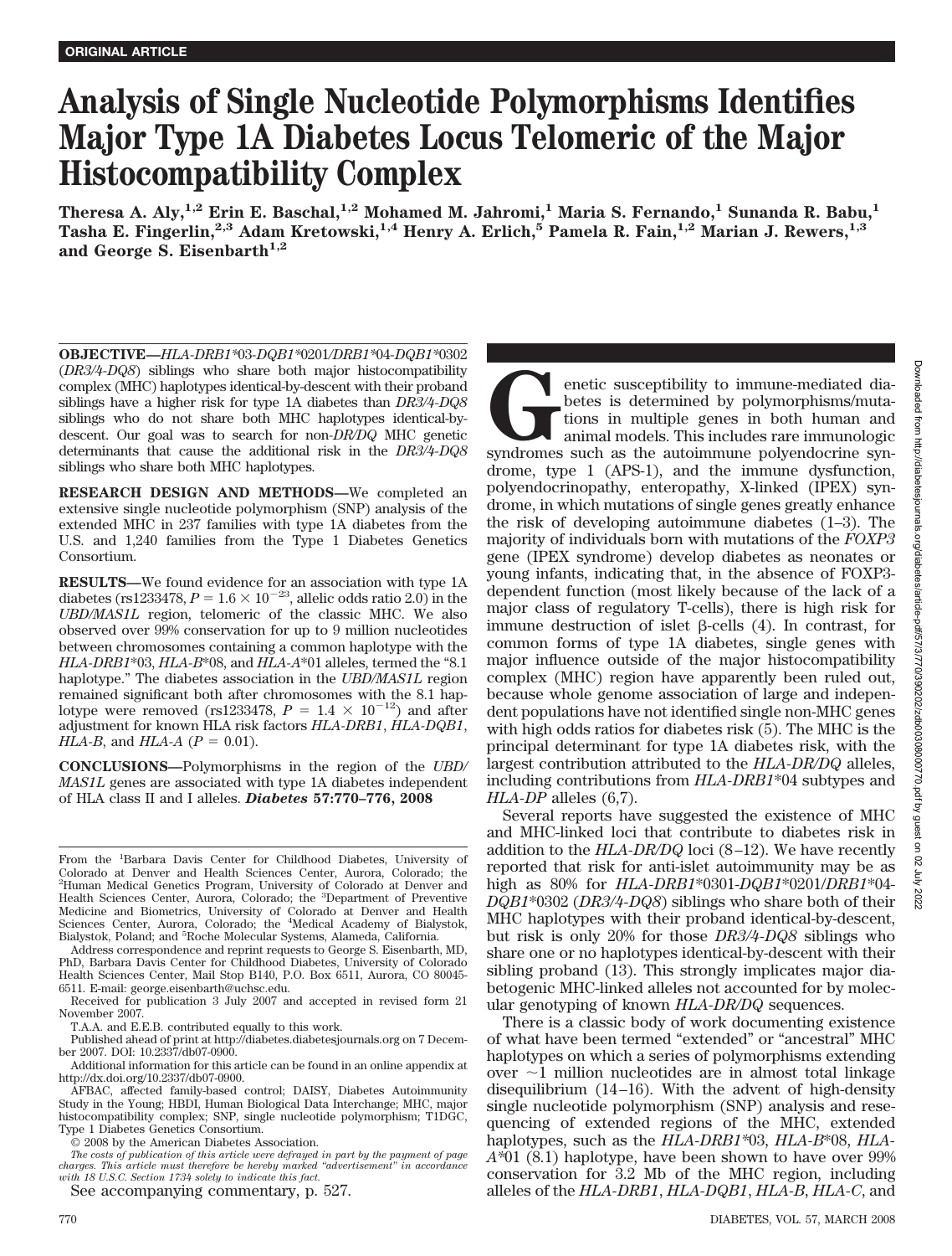ORIGINAL ARTICLE

# Analysis of Single Nucleotide Polymorphisms Identifies Major Type 1A Diabetes Locus Telomeric of the Major Histocompatibility Complex

**Theresa A. Aly,[1,2] Erin E. Baschal,[1,2] Mohamed M. Jahromi,[1] Maria S. Fernando,[1] Sunanda R. Babu,[1] Tasha E. Fingerlin,[2,3] Adam Kretowski,[1,4] Henry A. Erlich,[5] Pamela R. Fain,[1,2] Marian J. Rewers,[1,3] and George S. Eisenbarth[1,2]**

**OBJECTIVE—***HLA-DRB1*\*03-*DQB1*\*0201/*DRB1*\*04-*DQB1*\*0302 (*DR3/4-DQ8*) siblings who share both major histocompatibility complex (MHC) haplotypes identical-by-descent with their proband siblings have a higher risk for type 1A diabetes than *DR3/4-DQ8* siblings who do not share both MHC haplotypes identical-by-descent. Our goal was to search for non-*DR/DQ* MHC genetic determinants that cause the additional risk in the *DR3/4-DQ8* siblings who share both MHC haplotypes.

**RESEARCH DESIGN AND METHODS—**We completed an extensive single nucleotide polymorphism (SNP) analysis of the extended MHC in 237 families with type 1A diabetes from the U.S. and 1,240 families from the Type 1 Diabetes Genetics Consortium.

**RESULTS—**We found evidence for an association with type 1A diabetes (rs1233478, $P = 1.6 \times 10^{-23}$, allelic odds ratio 2.0) in the *UBD/MAS1L* region, telomeric of the classic MHC. We also observed over 99% conservation for up to 9 million nucleotides between chromosomes containing a common haplotype with the *HLA-DRB1*\*03, *HLA-B*\*08, and *HLA-A*\*01 alleles, termed the "8.1 haplotype." The diabetes association in the *UBD/MAS1L* region remained significant both after chromosomes with the 8.1 haplotype were removed (rs1233478, $P = 1.4 \times 10^{-12}$) and after adjustment for known HLA risk factors *HLA-DRB1*, *HLA-DQB1*, *HLA-B*, and *HLA-A* ($P = 0.01$).

**CONCLUSIONS—**Polymorphisms in the region of the *UBD/MAS1L* genes are associated with type 1A diabetes independent of HLA class II and I alleles. ***Diabetes* 57:770–776, 2008**

From the [1]Barbara Davis Center for Childhood Diabetes, University of Colorado at Denver and Health Sciences Center, Aurora, Colorado; the [2]Human Medical Genetics Program, University of Colorado at Denver and Health Sciences Center, Aurora, Colorado; the [3]Department of Preventive Medicine and Biometrics, University of Colorado at Denver and Health Sciences Center, Aurora, Colorado; the [4]Medical Academy of Bialystok, Bialystok, Poland; and [5]Roche Molecular Systems, Alameda, California.

Address correspondence and reprint requests to George S. Eisenbarth, MD, PhD, Barbara Davis Center for Childhood Diabetes, University of Colorado Health Sciences Center, Mail Stop B140, P.O. Box 6511, Aurora, CO 80045-6511. E-mail: george.eisenbarth@uchsc.edu.

Received for publication 3 July 2007 and accepted in revised form 21 November 2007.

T.A.A. and E.E.B. contributed equally to this work.

Published ahead of print at http://diabetes.diabetesjournals.org on 7 December 2007. DOI: 10.2337/db07-0900.

Additional information for this article can be found in an online appendix at http://dx.doi.org/10.2337/db07-0900.

AFBAC, affected family-based control; DAISY, Diabetes Autoimmunity Study in the Young; HBDI, Human Biological Data Interchange; MHC, major histocompatibility complex; SNP, single nucleotide polymorphism; T1DGC, Type 1 Diabetes Genetics Consortium.

© 2008 by the American Diabetes Association.

*The costs of publication of this article were defrayed in part by the payment of page charges. This article must therefore be hereby marked "advertisement" in accordance with 18 U.S.C. Section 1734 solely to indicate this fact.*

See accompanying commentary, p. 527.

Genetic susceptibility to immune-mediated diabetes is determined by polymorphisms/mutations in multiple genes in both human and animal models. This includes rare immunologic syndromes such as the autoimmune polyendocrine syndrome, type 1 (APS-1), and the immune dysfunction, polyendocrinopathy, enteropathy, X-linked (IPEX) syndrome, in which mutations of single genes greatly enhance the risk of developing autoimmune diabetes (1–3). The majority of individuals born with mutations of the *FOXP3* gene (IPEX syndrome) develop diabetes as neonates or young infants, indicating that, in the absence of FOXP3-dependent function (most likely because of the lack of a major class of regulatory T-cells), there is high risk for immune destruction of islet β-cells (4). In contrast, for common forms of type 1A diabetes, single genes with major influence outside of the major histocompatibility complex (MHC) region have apparently been ruled out, because whole genome association of large and independent populations have not identified single non-MHC genes with high odds ratios for diabetes risk (5). The MHC is the principal determinant for type 1A diabetes risk, with the largest contributions attributed to the *HLA-DR/DQ* alleles, including contributions from *HLA-DRB1*\*04 subtypes and *HLA-DP* alleles (6,7).

Several reports have suggested the existence of MHC and MHC-linked loci that contribute to diabetes risk in addition to the *HLA-DR/DQ* loci (8–12). We have recently reported that risk for anti-islet autoimmunity may be as high as 80% for *HLA-DRB1*\*0301-*DQB1*\*0201/*DRB1*\*04-*DQB1*\*0302 (*DR3/4-DQ8*) siblings who share both of their MHC haplotypes with their proband identical-by-descent, but risk is only 20% for those *DR3/4-DQ8* siblings who share one or no haplotypes identical-by-descent with their sibling proband (13). This strongly implicates major diabetogenic MHC-linked alleles not accounted for by molecular genotyping of known *HLA-DR/DQ* sequences.

There is a classic body of work documenting existence of what have been termed "extended" or "ancestral" MHC haplotypes on which a series of polymorphisms extending over ~1 million nucleotides are in almost total linkage disequilibrium (14–16). With the advent of high-density single nucleotide polymorphism (SNP) analysis and resequencing of extended regions of the MHC, extended haplotypes, such as the *HLA-DRB1*\*03, *HLA-B*\*08, *HLA-A*\*01 (8.1) haplotype, have been shown to have over 99% conservation for 3.2 Mb of the MHC region, including alleles of the *HLA-DRB1*, *HLA-DQB1*, *HLA-B*, *HLA-C*, and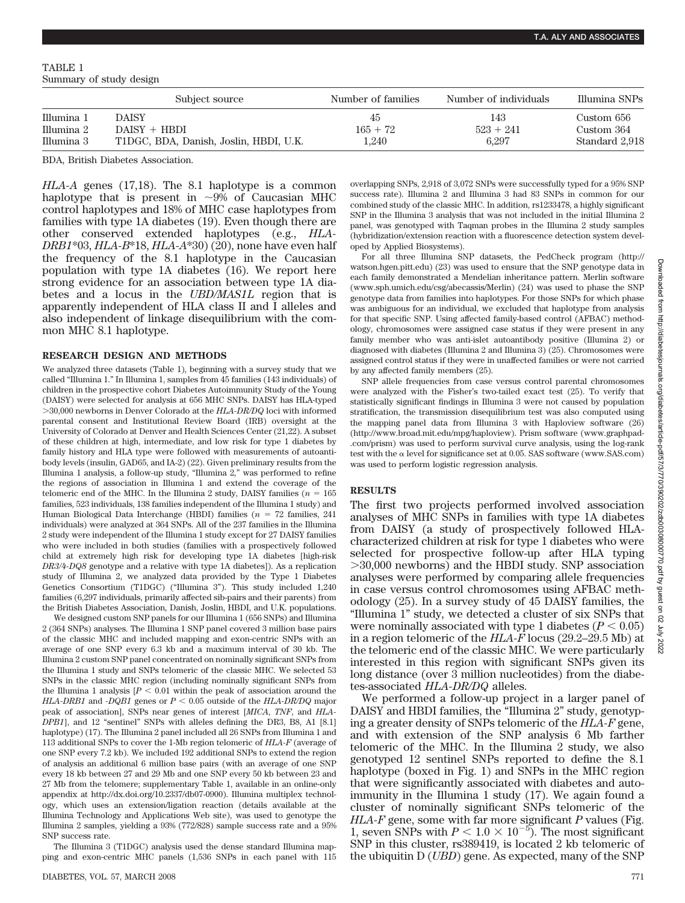TABLE 1
Summary of study design

| | Subject source | Number of families | Number of individuals | Illumina SNPs |
|---|---|---|---|---|
| Illumina 1 | DAISY | 45 | 143 | Custom 656 |
| Illumina 2 | DAISY + HBDI | 165 + 72 | 523 + 241 | Custom 364 |
| Illumina 3 | T1DGC, BDA, Danish, Joslin, HBDI, U.K. | 1,240 | 6,297 | Standard 2,918 |

BDA, British Diabetes Association.

*HLA-A* genes (17,18). The 8.1 haplotype is a common haplotype that is present in ~9% of Caucasian MHC control haplotypes and 18% of MHC case haplotypes from families with type 1A diabetes (19). Even though there are other conserved extended haplotypes (e.g., *HLA-DRB1*\*03, *HLA-B*\*18, *HLA-A*\*30) (20), none have even half the frequency of the 8.1 haplotype in the Caucasian population with type 1A diabetes (16). We report here strong evidence for an association between type 1A diabetes and a locus in the *UBD/MAS1L* region that is apparently independent of HLA class II and I alleles and also independent of linkage disequilibrium with the common MHC 8.1 haplotype.

## RESEARCH DESIGN AND METHODS

We analyzed three datasets (Table 1), beginning with a survey study that we called "Illumina 1." In Illumina 1, samples from 45 families (143 individuals) of children in the prospective cohort Diabetes Autoimmunity Study of the Young (DAISY) were selected for analysis at 656 MHC SNPs. DAISY has HLA-typed >30,000 newborns in Denver Colorado at the *HLA-DR/DQ* loci with informed parental consent and Institutional Review Board (IRB) oversight at the University of Colorado at Denver and Health Sciences Center (21,22). A subset of these children at high, intermediate, and low risk for type 1 diabetes by family history and HLA type were followed with measurements of autoantibody levels (insulin, GAD65, and IA-2) (22). Given preliminary results from the Illumina 1 analysis, a follow-up study, "Illumina 2," was performed to refine the regions of association in Illumina 1 and extend the coverage of the telomeric end of the MHC. In the Illumina 2 study, DAISY families ($n$ = 165 families, 523 individuals, 138 families independent of the Illumina 1 study) and Human Biological Data Interchange (HBDI) families ($n$ = 72 families, 241 individuals) were analyzed at 364 SNPs. All of the 237 families in the Illumina 2 study were independent of the Illumina 1 study except for 27 DAISY families who were included in both studies (families with a prospectively followed child at extremely high risk for developing type 1A diabetes [high-risk *DR3/4-DQ8* genotype and a relative with type 1A diabetes]). As a replication study of Illumina 2, we analyzed data provided by the Type 1 Diabetes Genetics Consortium (T1DGC) ("Illumina 3"). This study included 1,240 families (6,297 individuals, primarily affected sib-pairs and their parents) from the British Diabetes Association, Danish, Joslin, HBDI, and U.K. populations.

We designed custom SNP panels for our Illumina 1 (656 SNPs) and Illumina 2 (364 SNPs) analyses. The Illumina 1 SNP panel covered 3 million base pairs of the classic MHC and included mapping and exon-centric SNPs with an average of one SNP every 6.3 kb and a maximum interval of 30 kb. The Illumina 2 custom SNP panel concentrated on nominally significant SNPs from the Illumina 1 study and SNPs telomeric of the classic MHC. We selected 53 SNPs in the classic MHC region (including nominally significant SNPs from the Illumina 1 analysis [$P < 0.01$ within the peak of association around the *HLA-DRB1* and *-DQB1* genes or $P < 0.05$ outside of the *HLA-DR/DQ* major peak of association], SNPs near genes of interest [*MICA*, *TNF*, and *HLA-DPB1*], and 12 "sentinel" SNPs with alleles defining the DR3, B8, A1 [8.1] haplotype) (17). The Illumina 2 panel included all 26 SNPs from Illumina 1 and 113 additional SNPs to cover the 1-Mb region telomeric of *HLA-F* (average of one SNP every 7.2 kb). We included 192 additional SNPs to extend the region of analysis an additional 6 million base pairs (with an average of one SNP every 18 kb between 27 and 29 Mb and one SNP every 50 kb between 23 and 27 Mb from the telomere; supplementary Table 1, available in an online-only appendix at http://dx.doi.org/10.2337/db07-0900). Illumina multiplex technology, which uses an extension/ligation reaction (details available at the Illumina Technology and Applications Web site), was used to genotype the Illumina 2 samples, yielding a 93% (772/828) sample success rate and a 95% SNP success rate.

The Illumina 3 (T1DGC) analysis used the dense standard Illumina mapping and exon-centric MHC panels (1,536 SNPs in each panel with 115 overlapping SNPs, 2,918 of 3,072 SNPs were successfully typed for a 95% SNP success rate). Illumina 2 and Illumina 3 had 83 SNPs in common for our combined study of the classic MHC. In addition, rs1233478, a highly significant SNP in the Illumina 3 analysis that was not included in the initial Illumina 2 panel, was genotyped with Taqman probes in the Illumina 2 study samples (hybridization/extension reaction with a fluorescence detection system developed by Applied Biosystems).

For all three Illumina SNP datasets, the PedCheck program (http://watson.hgen.pitt.edu) (23) was used to ensure that the SNP genotype data in each family demonstrated a Mendelian inheritance pattern. Merlin software (www.sph.umich.edu/csg/abecassis/Merlin) (24) was used to phase the SNP genotype data from families into haplotypes. For those SNPs for which phase was ambiguous for an individual, we excluded that haplotype from analysis for that specific SNP. Using affected family-based control (AFBAC) methodology, chromosomes were assigned case status if they were present in any family member who was anti-islet autoantibody positive (Illumina 2) or diagnosed with diabetes (Illumina 2 and Illumina 3) (25). Chromosomes were assigned control status if they were in unaffected families or were not carried by any affected family members (25).

SNP allele frequencies from case versus control parental chromosomes were analyzed with the Fisher's two-tailed exact test (25). To verify that statistically significant findings in Illumina 3 were not caused by population stratification, the transmission disequilibrium test was also computed using the mapping panel data from Illumina 3 with Haploview software (26) (http://www.broad.mit.edu/mpg/haploview). Prism software (www.graphpad.com/prism) was used to perform survival curve analysis, using the log-rank test with the α level for significance set at 0.05. SAS software (www.SAS.com) was used to perform logistic regression analysis.

## RESULTS

The first two projects performed involved association analyses of MHC SNPs in families with type 1A diabetes from DAISY (a study of prospectively followed HLA-characterized children at risk for type 1 diabetes who were selected for prospective follow-up after HLA typing >30,000 newborns) and the HBDI study. SNP association analyses were performed by comparing allele frequencies in case versus control chromosomes using AFBAC methodology (25). In a survey study of 45 DAISY families, the "Illumina 1" study, we detected a cluster of six SNPs that were nominally associated with type 1 diabetes ($P < 0.05$) in a region telomeric of the *HLA-F* locus (29.2–29.5 Mb) at the telomeric end of the classic MHC. We were particularly interested in this region with significant SNPs given its long distance (over 3 million nucleotides) from the diabetes-associated *HLA-DR/DQ* alleles.

We performed a follow-up project in a larger panel of DAISY and HBDI families, the "Illumina 2" study, genotyping a greater density of SNPs telomeric of the *HLA-F* gene, and with extension of the SNP analysis 6 Mb farther telomeric of the MHC. In the Illumina 2 study, we also genotyped 12 sentinel SNPs reported to define the 8.1 haplotype (boxed in Fig. 1) and SNPs in the MHC region that were significantly associated with diabetes and autoimmunity in the Illumina 1 study (17). We again found a cluster of nominally significant SNPs telomeric of the *HLA-F* gene, some with far more significant *P* values (Fig. 1, seven SNPs with $P < 1.0 \times 10^{-5}$). The most significant SNP in this cluster, rs389419, is located 2 kb telomeric of the ubiquitin D (*UBD*) gene. As expected, many of the SNP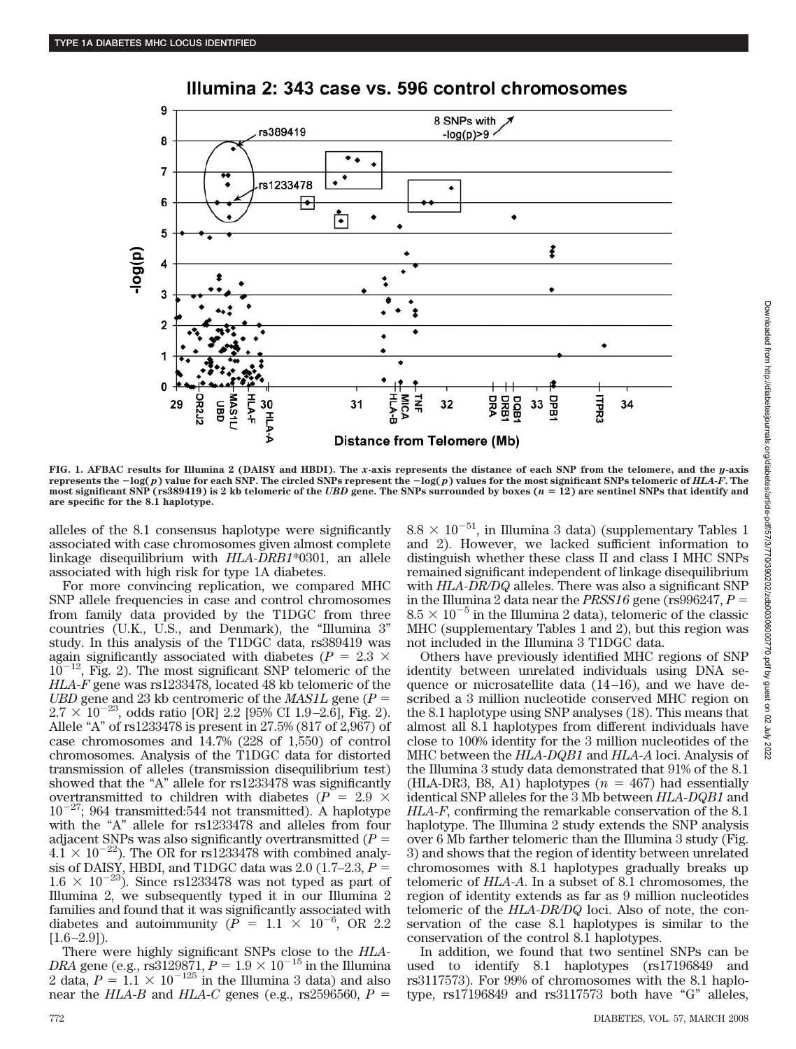FIG. 1. AFBAC results for Illumina 2 (DAISY and HBDI). The x-axis represents the distance of each SNP from the telomere, and the y-axis represents the $-\log(p)$ value for each SNP. The circled SNPs represent the $-\log(p)$ values for the most significant SNPs telomeric of *HLA-F*. The most significant SNP (rs389419) is 2 kb telomeric of the *UBD* gene. The SNPs surrounded by boxes ($n = 12$) are sentinel SNPs that identify and are specific for the 8.1 haplotype.

alleles of the 8.1 consensus haplotype were significantly associated with case chromosomes given almost complete linkage disequilibrium with *HLA-DRB1*\*0301, an allele associated with high risk for type 1A diabetes.

For more convincing replication, we compared MHC SNP allele frequencies in case and control chromosomes from family data provided by the T1DGC from three countries (U.K., U.S., and Denmark), the "Illumina 3" study. In this analysis of the T1DGC data, rs389419 was again significantly associated with diabetes ($P = 2.3 \times 10^{-12}$, Fig. 2). The most significant SNP telomeric of the *HLA-F* gene was rs1233478, located 48 kb telomeric of the *UBD* gene and 23 kb centromeric of the *MAS1L* gene ($P = 2.7 \times 10^{-23}$, odds ratio [OR] 2.2 [95% CI 1.9–2.6], Fig. 2). Allele "A" of rs1233478 is present in 27.5% (817 of 2,967) of case chromosomes and 14.7% (228 of 1,550) of control chromosomes. Analysis of the T1DGC data for distorted transmission of alleles (transmission disequilibrium test) showed that the "A" allele for rs1233478 was significantly overtransmitted to children with diabetes ($P = 2.9 \times 10^{-27}$; 964 transmitted:544 not transmitted). A haplotype with the "A" allele for rs1233478 and alleles from four adjacent SNPs was also significantly overtransmitted ($P = 4.1 \times 10^{-22}$). The OR for rs1233478 with combined analysis of DAISY, HBDI, and T1DGC data was 2.0 (1.7–2.3, $P = 1.6 \times 10^{-23}$). Since rs1233478 was not typed as part of Illumina 2, we subsequently typed it in our Illumina 2 families and found that it was significantly associated with diabetes and autoimmunity ($P = 1.1 \times 10^{-6}$, OR 2.2 [1.6–2.9]).

There were highly significant SNPs close to the *HLA-DRA* gene (e.g., rs3129871, $P = 1.9 \times 10^{-15}$ in the Illumina 2 data, $P = 1.1 \times 10^{-125}$ in the Illumina 3 data) and also near the *HLA-B* and *HLA-C* genes (e.g., rs2596560, $P = 8.8 \times 10^{-51}$, in Illumina 3 data) (supplementary Tables 1 and 2). However, we lacked sufficient information to distinguish whether these class II and class I MHC SNPs remained significant independent of linkage disequilibrium with *HLA-DR/DQ* alleles. There was also a significant SNP in the Illumina 2 data near the *PRSS16* gene (rs996247, $P = 8.5 \times 10^{-5}$ in the Illumina 2 data), telomeric of the classic MHC (supplementary Tables 1 and 2), but this region was not included in the Illumina 3 T1DGC data.

Others have previously identified MHC regions of SNP identity between unrelated individuals using DNA sequence or microsatellite data (14–16), and we have described a 3 million nucleotide conserved MHC region on the 8.1 haplotype using SNP analyses (18). This means that almost all 8.1 haplotypes from different individuals have close to 100% identity for the 3 million nucleotides of the MHC between the *HLA-DQB1* and *HLA-A* loci. Analysis of the Illumina 3 study data demonstrated that 91% of the 8.1 (HLA-DR3, B8, A1) haplotypes ($n = 467$) had essentially identical SNP alleles for the 3 Mb between *HLA-DQB1* and *HLA-F*, confirming the remarkable conservation of the 8.1 haplotype. The Illumina 2 study extends the SNP analysis over 6 Mb farther telomeric than the Illumina 3 study (Fig. 3) and shows that the region of identity between unrelated chromosomes with 8.1 haplotypes gradually breaks up telomeric of *HLA-A*. In a subset of 8.1 chromosomes, the region of identity extends as far as 9 million nucleotides telomeric of the *HLA-DR/DQ* loci. Also of note, the conservation of the case 8.1 haplotypes is similar to the conservation of the control 8.1 haplotypes.

In addition, we found that two sentinel SNPs can be used to identify 8.1 haplotypes (rs17196849 and rs3117573). For 99% of chromosomes with the 8.1 haplotype, rs17196849 and rs3117573 both have "G" alleles,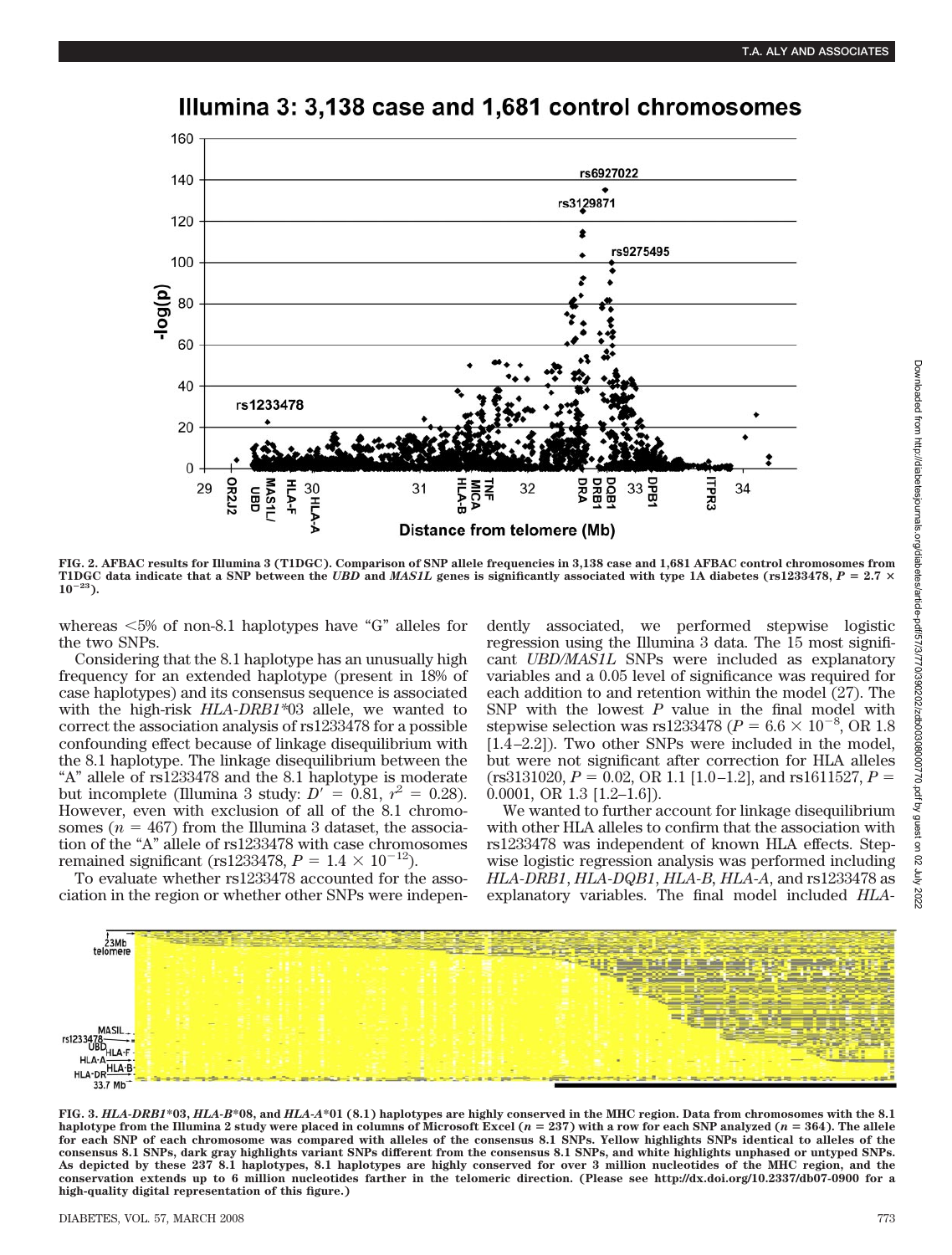FIG. 2. AFBAC results for Illumina 3 (T1DGC). Comparison of SNP allele frequencies in 3,138 case and 1,681 AFBAC control chromosomes from T1DGC data indicate that a SNP between the *UBD* and *MAS1L* genes is significantly associated with type 1A diabetes (rs1233478, $P = 2.7 \times 10^{-23}$).

whereas <5% of non-8.1 haplotypes have "G" alleles for the two SNPs.

Considering that the 8.1 haplotype has an unusually high frequency for an extended haplotype (present in 18% of case haplotypes) and its consensus sequence is associated with the high-risk *HLA-DRB1*\*03 allele, we wanted to correct the association analysis of rs1233478 for a possible confounding effect because of linkage disequilibrium with the 8.1 haplotype. The linkage disequilibrium between the "A" allele of rs1233478 and the 8.1 haplotype is moderate but incomplete (Illumina 3 study: $D' = 0.81$, $r^2 = 0.28$). However, even with exclusion of all of the 8.1 chromosomes ($n = 467$) from the Illumina 3 dataset, the association of the "A" allele of rs1233478 with case chromosomes remained significant (rs1233478, $P = 1.4 \times 10^{-12}$).

To evaluate whether rs1233478 accounted for the association in the region or whether other SNPs were independently associated, we performed stepwise logistic regression using the Illumina 3 data. The 15 most significant *UBD/MAS1L* SNPs were included as explanatory variables and a 0.05 level of significance was required for each addition to and retention within the model (27). The SNP with the lowest *P* value in the final model with stepwise selection was rs1233478 ($P = 6.6 \times 10^{-8}$, OR 1.8 [1.4–2.2]). Two other SNPs were included in the model, but were not significant after correction for HLA alleles (rs3131020, $P = 0.02$, OR 1.1 [1.0–1.2], and rs1611527, $P = 0.0001$, OR 1.3 [1.2–1.6]).

We wanted to further account for linkage disequilibrium with other HLA alleles to confirm that the association with rs1233478 was independent of known HLA effects. Stepwise logistic regression analysis was performed including *HLA-DRB1*, *HLA-DQB1*, *HLA-B*, *HLA-A*, and rs1233478 as explanatory variables. The final model included *HLA-*

FIG. 3. *HLA-DRB1*\*03, *HLA-B*\*08, and *HLA-A*\*01 (8.1) haplotypes are highly conserved in the MHC region. Data from chromosomes with the 8.1 haplotype from the Illumina 2 study were placed in columns of Microsoft Excel ($n = 237$) with a row for each SNP analyzed ($n = 364$). The allele for each SNP of each chromosome was compared with alleles of the consensus 8.1 SNPs. Yellow highlights SNPs identical to alleles of the consensus 8.1 SNPs, dark gray highlights variant SNPs different from the consensus 8.1 SNPs, and white highlights unphased or untyped SNPs. As depicted by these 237 8.1 haplotypes, 8.1 haplotypes are highly conserved for over 3 million nucleotides of the MHC region, and the conservation extends up to 6 million nucleotides farther in the telomeric direction. (Please see http://dx.doi.org/10.2337/db07-0900 for a high-quality digital representation of this figure.)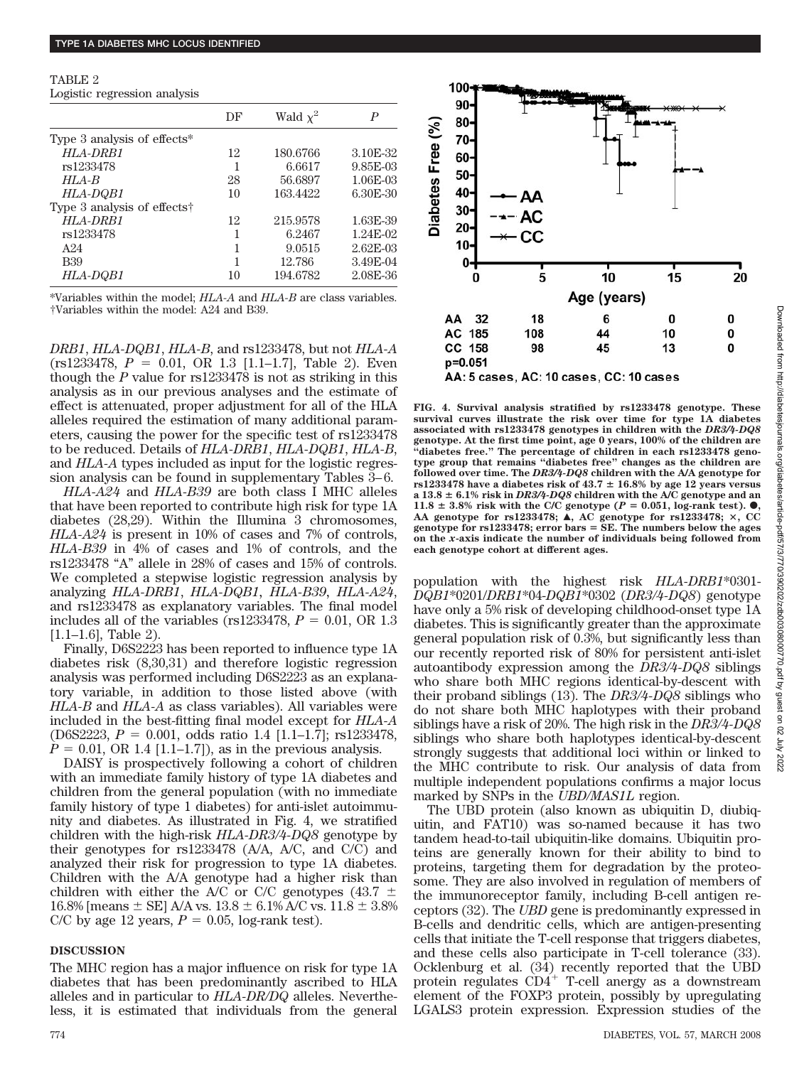TABLE 2
Logistic regression analysis

| | DF | Wald $\chi^2$ | *P* |
|---|---|---|---|
| Type 3 analysis of effects* | | | |
| *HLA-DRB1* | 12 | 180.6766 | 3.10E-32 |
| rs1233478 | 1 | 6.6617 | 9.85E-03 |
| *HLA-B* | 28 | 56.6897 | 1.06E-03 |
| *HLA-DQB1* | 10 | 163.4422 | 6.30E-30 |
| Type 3 analysis of effects† | | | |
| *HLA-DRB1* | 12 | 215.9578 | 1.63E-39 |
| rs1233478 | 1 | 6.2467 | 1.24E-02 |
| A24 | 1 | 9.0515 | 2.62E-03 |
| B39 | 1 | 12.786 | 3.49E-04 |
| *HLA-DQB1* | 10 | 194.6782 | 2.08E-36 |

*Variables within the model; *HLA-A* and *HLA-B* are class variables. †Variables within the model: A24 and B39.

*DRB1*, *HLA-DQB1*, *HLA-B*, and rs1233478, but not *HLA-A* (rs1233478, $P = 0.01$, OR 1.3 [1.1–1.7], Table 2). Even though the *P* value for rs1233478 is not as striking in this analysis as in our previous analyses and the estimate of effect is attenuated, proper adjustment for all of the HLA alleles required the estimation of many additional parameters, causing the power for the specific test of rs1233478 to be reduced. Details of *HLA-DRB1*, *HLA-DQB1*, *HLA-B*, and *HLA-A* types included as input for the logistic regression analysis can be found in supplementary Tables 3–6.

*HLA-A24* and *HLA-B39* are both class I MHC alleles that have been reported to contribute high risk for type 1A diabetes (28,29). Within the Illumina 3 chromosomes, *HLA-A24* is present in 10% of cases and 7% of controls, *HLA-B39* in 4% of cases and 1% of controls, and the rs1233478 "A" allele in 28% of cases and 15% of controls. We completed a stepwise logistic regression analysis by analyzing *HLA-DRB1*, *HLA-DQB1*, *HLA-B39*, *HLA-A24*, and rs1233478 as explanatory variables. The final model includes all of the variables (rs1233478, $P = 0.01$, OR 1.3 [1.1–1.6], Table 2).

Finally, D6S2223 has been reported to influence type 1A diabetes risk (8,30,31) and therefore logistic regression analysis was performed including D6S2223 as an explanatory variable, in addition to those listed above (with *HLA-B* and *HLA-A* as class variables). All variables were included in the best-fitting final model except for *HLA-A* (D6S2223, $P = 0.001$, odds ratio 1.4 [1.1–1.7]; rs1233478, $P = 0.01$, OR 1.4 [1.1–1.7]), as in the previous analysis.

DAISY is prospectively following a cohort of children with an immediate family history of type 1A diabetes and children from the general population (with no immediate family history of type 1 diabetes) for anti-islet autoimmunity and diabetes. As illustrated in Fig. 4, we stratified children with the high-risk *HLA-DR3/4-DQ8* genotype by their genotypes for rs1233478 (A/A, A/C, and C/C) and analyzed their risk for progression to type 1A diabetes. Children with the A/A genotype had a higher risk than children with either the A/C or C/C genotypes (43.7 ± 16.8% [means ± SE] A/A vs. 13.8 ± 6.1% A/C vs. 11.8 ± 3.8% C/C by age 12 years, $P = 0.05$, log-rank test).

## DISCUSSION

The MHC region has a major influence on risk for type 1A diabetes that has been predominantly ascribed to HLA alleles and in particular to *HLA-DR/DQ* alleles. Nevertheless, it is estimated that individuals from the general population with the highest risk *HLA-DRB1*\*0301-*DQB1*\*0201/*DRB1*\*04-*DQB1*\*0302 (*DR3/4-DQ8*) genotype have only a 5% risk of developing childhood-onset type 1A diabetes. This is significantly greater than the approximate general population risk of 0.3%, but significantly less than our recently reported risk of 80% for persistent anti-islet autoantibody expression among the *DR3/4-DQ8* siblings who share both MHC regions identical-by-descent with their proband siblings (13). The *DR3/4-DQ8* siblings who do not share both MHC haplotypes with their proband siblings have a risk of 20%. The high risk in the *DR3/4-DQ8* siblings who share both haplotypes identical-by-descent strongly suggests that additional loci within or linked to the MHC contribute to risk. Our analysis of data from multiple independent populations confirms a major locus marked by SNPs in the *UBD/MAS1L* region.

The UBD protein (also known as ubiquitin D, diubiquitin, and FAT10) was so-named because it has two tandem head-to-tail ubiquitin-like domains. Ubiquitin proteins are generally known for their ability to bind to proteins, targeting them for degradation by the proteosome. They are also involved in regulation of members of the immunoreceptor family, including B-cell antigen receptors (32). The *UBD* gene is predominantly expressed in B-cells and dendritic cells, which are antigen-presenting cells that initiate the T-cell response that triggers diabetes, and these cells also participate in T-cell tolerance (33). Ocklenburg et al. (34) recently reported that the UBD protein regulates $CD4^+$ T-cell anergy as a downstream element of the FOXP3 protein, possibly by upregulating LGALS3 protein expression. Expression studies of the

| | 0 | 5 | 10 | 15 | 20 |
|---|---|---|---|---|---|
| AA | 32 | 18 | 6 | 0 | 0 |
| AC | 185 | 108 | 44 | 10 | 0 |
| CC | 158 | 98 | 45 | 13 | 0 |

p=0.051
AA: 5 cases, AC: 10 cases, CC: 10 cases

FIG. 4. Survival analysis stratified by rs1233478 genotype. These survival curves illustrate the risk over time for type 1A diabetes associated with rs1233478 genotypes in children with the *DR3/4-DQ8* genotype. At the first time point, age 0 years, 100% of the children are "diabetes free." The percentage of children in each rs1233478 genotype group that remains "diabetes free" changes as the children are followed over time. The *DR3/4-DQ8* children with the A/A genotype for rs1233478 have a diabetes risk of 43.7 ± 16.8% by age 12 years versus a 13.8 ± 6.1% risk in *DR3/4-DQ8* children with the A/C genotype and an 11.8 ± 3.8% risk with the C/C genotype ($P = 0.051$, log-rank test). ●, AA genotype for rs1233478; ▲, AC genotype for rs1233478; ×, CC genotype for rs1233478; error bars = SE. The numbers below the ages on the *x*-axis indicate the number of individuals being followed from each genotype cohort at different ages.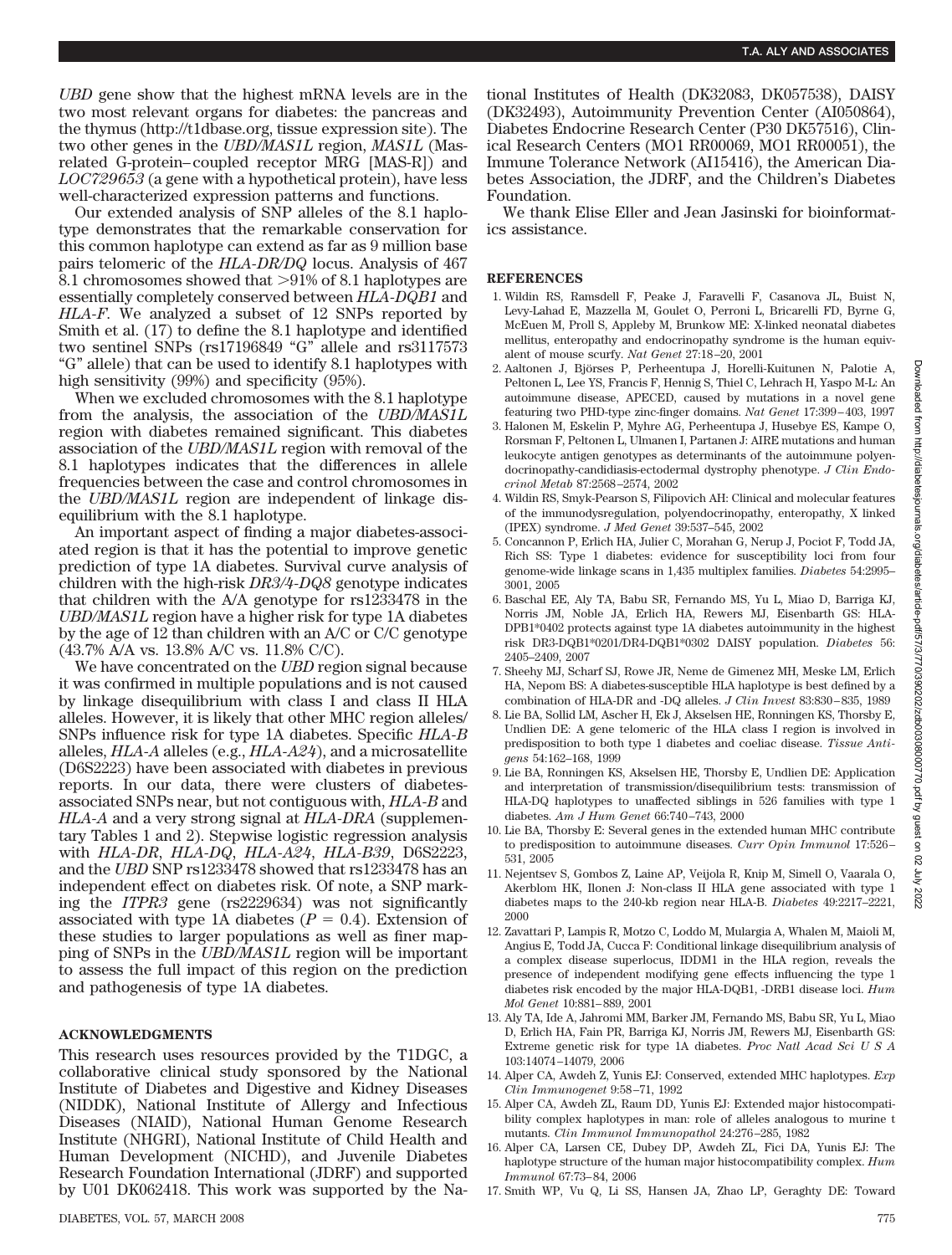*UBD* gene show that the highest mRNA levels are in the two most relevant organs for diabetes: the pancreas and the thymus (http://t1dbase.org, tissue expression site). The two other genes in the *UBD/MAS1L* region, *MAS1L* (Mas-related G-protein–coupled receptor MRG [MAS-R]) and *LOC729653* (a gene with a hypothetical protein), have less well-characterized expression patterns and functions.

Our extended analysis of SNP alleles of the 8.1 haplotype demonstrates that the remarkable conservation for this common haplotype can extend as far as 9 million base pairs telomeric of the *HLA-DR/DQ* locus. Analysis of 467 8.1 chromosomes showed that >91% of 8.1 haplotypes are essentially completely conserved between *HLA-DQB1* and *HLA-F*. We analyzed a subset of 12 SNPs reported by Smith et al. (17) to define the 8.1 haplotype and identified two sentinel SNPs (rs17196849 "G" allele and rs3117573 "G" allele) that can be used to identify 8.1 haplotypes with high sensitivity (99%) and specificity (95%).

When we excluded chromosomes with the 8.1 haplotype from the analysis, the association of the *UBD/MAS1L* region with diabetes remained significant. This diabetes association of the *UBD/MAS1L* region with removal of the 8.1 haplotypes indicates that the differences in allele frequencies between the case and control chromosomes in the *UBD/MAS1L* region are independent of linkage disequilibrium with the 8.1 haplotype.

An important aspect of finding a major diabetes-associated region is that it has the potential to improve genetic prediction of type 1A diabetes. Survival curve analysis of children with the high-risk *DR3/4-DQ8* genotype indicates that children with the A/A genotype for rs1233478 in the *UBD/MAS1L* region have a higher risk for type 1A diabetes by the age of 12 than children with an A/C or C/C genotype (43.7% A/A vs. 13.8% A/C vs. 11.8% C/C).

We have concentrated on the *UBD* region signal because it was confirmed in multiple populations and is not caused by linkage disequilibrium with class I and class II HLA alleles. However, it is likely that other MHC region alleles/SNPs influence risk for type 1A diabetes. Specific *HLA-B* alleles, *HLA-A* alleles (e.g., *HLA-A24*), and a microsatellite (D6S2223) have been associated with diabetes in previous reports. In our data, there were clusters of diabetes-associated SNPs near, but not contiguous with, *HLA-B* and *HLA-A* and a very strong signal at *HLA-DRA* (supplementary Tables 1 and 2). Stepwise logistic regression analysis with *HLA-DR*, *HLA-DQ*, *HLA-A24*, *HLA-B39*, D6S2223, and the *UBD* SNP rs1233478 showed that rs1233478 has an independent effect on diabetes risk. Of note, a SNP marking the *ITPR3* gene (rs2229634) was not significantly associated with type 1A diabetes ($P = 0.4$). Extension of these studies to larger populations as well as finer mapping of SNPs in the *UBD/MAS1L* region will be important to assess the full impact of this region on the prediction and pathogenesis of type 1A diabetes.

## ACKNOWLEDGMENTS

This research uses resources provided by the T1DGC, a collaborative clinical study sponsored by the National Institute of Diabetes and Digestive and Kidney Diseases (NIDDK), National Institute of Allergy and Infectious Diseases (NIAID), National Human Genome Research Institute (NHGRI), National Institute of Child Health and Human Development (NICHD), and Juvenile Diabetes Research Foundation International (JDRF) and supported by U01 DK062418. This work was supported by the National Institutes of Health (DK32083, DK057538), DAISY (DK32493), Autoimmunity Prevention Center (AI050864), Diabetes Endocrine Research Center (P30 DK57516), Clinical Research Centers (MO1 RR00069, MO1 RR00051), the Immune Tolerance Network (AI15416), the American Diabetes Association, the JDRF, and the Children's Diabetes Foundation.

We thank Elise Eller and Jean Jasinski for bioinformatics assistance.

## REFERENCES

1. Wildin RS, Ramsdell F, Peake J, Faravelli F, Casanova JL, Buist N, Levy-Lahad E, Mazzella M, Goulet O, Perroni L, Bricarelli FD, Byrne G, McEuen M, Proll S, Appleby M, Brunkow ME: X-linked neonatal diabetes mellitus, enteropathy and endocrinopathy syndrome is the human equivalent of mouse scurfy. *Nat Genet* 27:18–20, 2001
2. Aaltonen J, Björses P, Perheentupa J, Horelli-Kuitunen N, Palotie A, Peltonen L, Lee YS, Francis F, Hennig S, Thiel C, Lehrach H, Yaspo M-L: An autoimmune disease, APECED, caused by mutations in a novel gene featuring two PHD-type zinc-finger domains. *Nat Genet* 17:399–403, 1997
3. Halonen M, Eskelin P, Myhre AG, Perheentupa J, Husebye ES, Kampe O, Rorsman F, Peltonen L, Ulmanen I, Partanen J: AIRE mutations and human leukocyte antigen genotypes as determinants of the autoimmune polyendocrinopathy-candidiasis-ectodermal dystrophy phenotype. *J Clin Endocrinol Metab* 87:2568–2574, 2002
4. Wildin RS, Smyk-Pearson S, Filipovich AH: Clinical and molecular features of the immunodysregulation, polyendocrinopathy, enteropathy, X linked (IPEX) syndrome. *J Med Genet* 39:537–545, 2002
5. Concannon P, Erlich HA, Julier C, Morahan G, Nerup J, Pociot F, Todd JA, Rich SS: Type 1 diabetes: evidence for susceptibility loci from four genome-wide linkage scans in 1,435 multiplex families. *Diabetes* 54:2995–3001, 2005
6. Baschal EE, Aly TA, Babu SR, Fernando MS, Yu L, Miao D, Barriga KJ, Norris JM, Noble JA, Erlich HA, Rewers MJ, Eisenbarth GS: HLA-DPB1*0402 protects against type 1A diabetes autoimmunity in the highest risk DR3-DQB1*0201/DR4-DQB1*0302 DAISY population. *Diabetes* 56:2405–2409, 2007
7. Sheehy MJ, Scharf SJ, Rowe JR, Neme de Gimenez MH, Meske LM, Erlich HA, Nepom BS: A diabetes-susceptible HLA haplotype is best defined by a combination of HLA-DR and -DQ alleles. *J Clin Invest* 83:830–835, 1989
8. Lie BA, Sollid LM, Ascher H, Ek J, Akselsen HE, Ronningen KS, Thorsby E, Undlien DE: A gene telomeric of the HLA class I region is involved in predisposition to both type 1 diabetes and coeliac disease. *Tissue Antigens* 54:162–168, 1999
9. Lie BA, Ronningen KS, Akselsen HE, Thorsby E, Undlien DE: Application and interpretation of transmission/disequilibrium tests: transmission of HLA-DQ haplotypes to unaffected siblings in 526 families with type 1 diabetes. *Am J Hum Genet* 66:740–743, 2000
10. Lie BA, Thorsby E: Several genes in the extended human MHC contribute to predisposition to autoimmune diseases. *Curr Opin Immunol* 17:526–531, 2005
11. Nejentsev S, Gombos Z, Laine AP, Veijola R, Knip M, Simell O, Vaarala O, Akerblom HK, Ilonen J: Non-class II HLA gene associated with type 1 diabetes maps to the 240-kb region near HLA-B. *Diabetes* 49:2217–2221, 2000
12. Zavattari P, Lampis R, Motzo C, Loddo M, Mulargia A, Whalen M, Maioli M, Angius E, Todd JA, Cucca F: Conditional linkage disequilibrium analysis of a complex disease superlocus, IDDM1 in the HLA region, reveals the presence of independent modifying gene effects influencing the type 1 diabetes risk encoded by the major HLA-DQB1, -DRB1 disease loci. *Hum Mol Genet* 10:881–889, 2001
13. Aly TA, Ide A, Jahromi MM, Barker JM, Fernando MS, Babu SR, Yu L, Miao D, Erlich HA, Fain PR, Barriga KJ, Norris JM, Rewers MJ, Eisenbarth GS: Extreme genetic risk for type 1A diabetes. *Proc Natl Acad Sci U S A* 103:14074–14079, 2006
14. Alper CA, Awdeh Z, Yunis EJ: Conserved, extended MHC haplotypes. *Exp Clin Immunogenet* 9:58–71, 1992
15. Alper CA, Awdeh ZL, Raum DD, Yunis EJ: Extended major histocompatibility complex haplotypes in man: role of alleles analogous to murine t mutants. *Clin Immunol Immunopathol* 24:276–285, 1982
16. Alper CA, Larsen CE, Dubey DP, Awdeh ZL, Fici DA, Yunis EJ: The haplotype structure of the human major histocompatibility complex. *Hum Immunol* 67:73–84, 2006
17. Smith WP, Vu Q, Li SS, Hansen JA, Zhao LP, Geraghty DE: Toward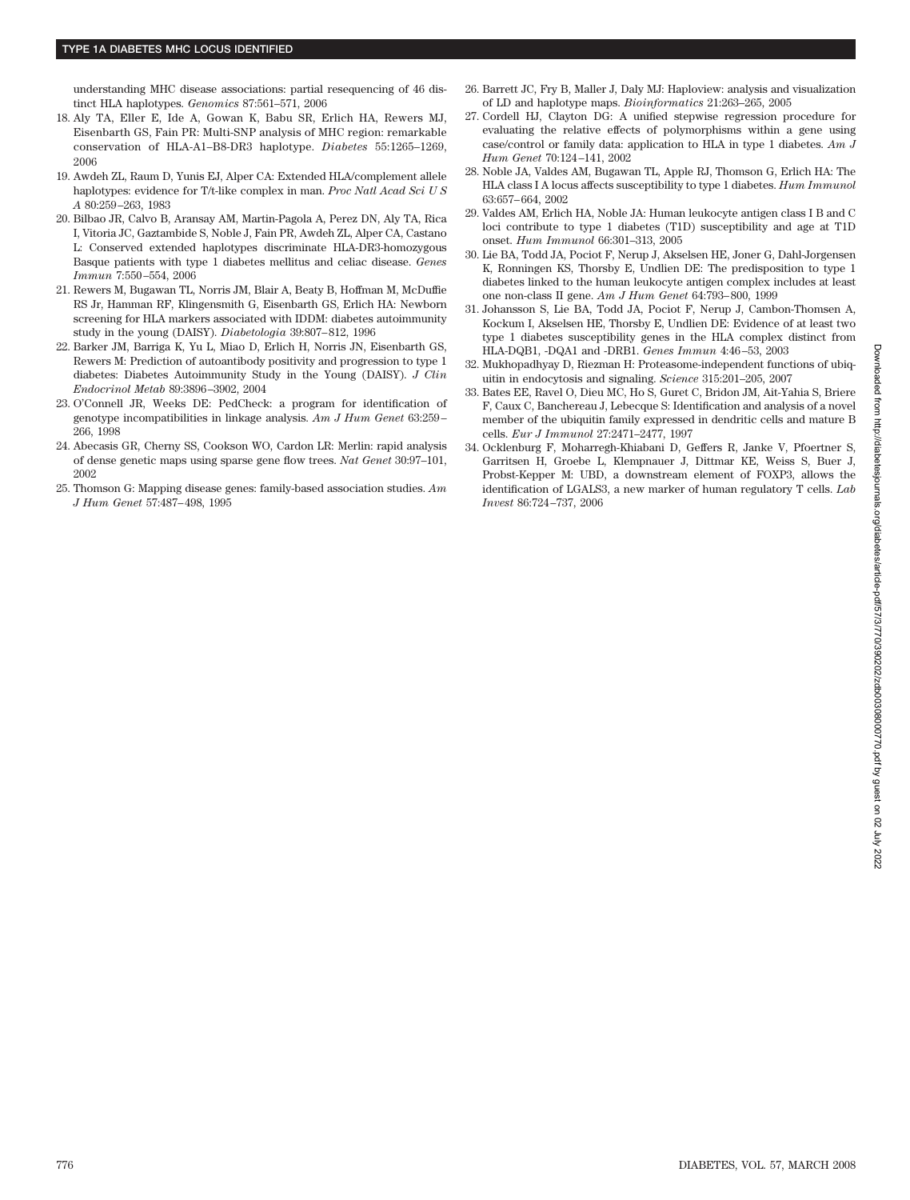understanding MHC disease associations: partial resequencing of 46 distinct HLA haplotypes. *Genomics* 87:561–571, 2006

18. Aly TA, Eller E, Ide A, Gowan K, Babu SR, Erlich HA, Rewers MJ, Eisenbarth GS, Fain PR: Multi-SNP analysis of MHC region: remarkable conservation of HLA-A1–B8-DR3 haplotype. *Diabetes* 55:1265–1269, 2006
19. Awdeh ZL, Raum D, Yunis EJ, Alper CA: Extended HLA/complement allele haplotypes: evidence for T/t-like complex in man. *Proc Natl Acad Sci U S A* 80:259–263, 1983
20. Bilbao JR, Calvo B, Aransay AM, Martin-Pagola A, Perez DN, Aly TA, Rica I, Vitoria JC, Gaztambide S, Noble J, Fain PR, Awdeh ZL, Alper CA, Castano L: Conserved extended haplotypes discriminate HLA-DR3-homozygous Basque patients with type 1 diabetes mellitus and celiac disease. *Genes Immun* 7:550–554, 2006
21. Rewers M, Bugawan TL, Norris JM, Blair A, Beaty B, Hoffman M, McDuffie RS Jr, Hamman RF, Klingensmith G, Eisenbarth GS, Erlich HA: Newborn screening for HLA markers associated with IDDM: diabetes autoimmunity study in the young (DAISY). *Diabetologia* 39:807–812, 1996
22. Barker JM, Barriga K, Yu L, Miao D, Erlich H, Norris JN, Eisenbarth GS, Rewers M: Prediction of autoantibody positivity and progression to type 1 diabetes: Diabetes Autoimmunity Study in the Young (DAISY). *J Clin Endocrinol Metab* 89:3896–3902, 2004
23. O'Connell JR, Weeks DE: PedCheck: a program for identification of genotype incompatibilities in linkage analysis. *Am J Hum Genet* 63:259–266, 1998
24. Abecasis GR, Cherny SS, Cookson WO, Cardon LR: Merlin: rapid analysis of dense genetic maps using sparse gene flow trees. *Nat Genet* 30:97–101, 2002
25. Thomson G: Mapping disease genes: family-based association studies. *Am J Hum Genet* 57:487–498, 1995
26. Barrett JC, Fry B, Maller J, Daly MJ: Haploview: analysis and visualization of LD and haplotype maps. *Bioinformatics* 21:263–265, 2005
27. Cordell HJ, Clayton DG: A unified stepwise regression procedure for evaluating the relative effects of polymorphisms within a gene using case/control or family data: application to HLA in type 1 diabetes. *Am J Hum Genet* 70:124–141, 2002
28. Noble JA, Valdes AM, Bugawan TL, Apple RJ, Thomson G, Erlich HA: The HLA class I A locus affects susceptibility to type 1 diabetes. *Hum Immunol* 63:657–664, 2002
29. Valdes AM, Erlich HA, Noble JA: Human leukocyte antigen class I B and C loci contribute to type 1 diabetes (T1D) susceptibility and age at T1D onset. *Hum Immunol* 66:301–313, 2005
30. Lie BA, Todd JA, Pociot F, Nerup J, Akselsen HE, Joner G, Dahl-Jorgensen K, Ronningen KS, Thorsby E, Undlien DE: The predisposition to type 1 diabetes linked to the human leukocyte antigen complex includes at least one non-class II gene. *Am J Hum Genet* 64:793–800, 1999
31. Johansson S, Lie BA, Todd JA, Pociot F, Nerup J, Cambon-Thomsen A, Kockum I, Akselsen HE, Thorsby E, Undlien DE: Evidence of at least two type 1 diabetes susceptibility genes in the HLA complex distinct from HLA-DQB1, -DQA1 and -DRB1. *Genes Immun* 4:46–53, 2003
32. Mukhopadhyay D, Riezman H: Proteasome-independent functions of ubiquitin in endocytosis and signaling. *Science* 315:201–205, 2007
33. Bates EE, Ravel O, Dieu MC, Ho S, Guret C, Bridon JM, Ait-Yahia S, Briere F, Caux C, Banchereau J, Lebecque S: Identification and analysis of a novel member of the ubiquitin family expressed in dendritic cells and mature B cells. *Eur J Immunol* 27:2471–2477, 1997
34. Ocklenburg F, Moharregh-Khiabani D, Geffers R, Janke V, Pfoertner S, Garritsen H, Groebe L, Klempnauer J, Dittmar KE, Weiss S, Buer J, Probst-Kepper M: UBD, a downstream element of FOXP3, allows the identification of LGALS3, a new marker of human regulatory T cells. *Lab Invest* 86:724–737, 2006